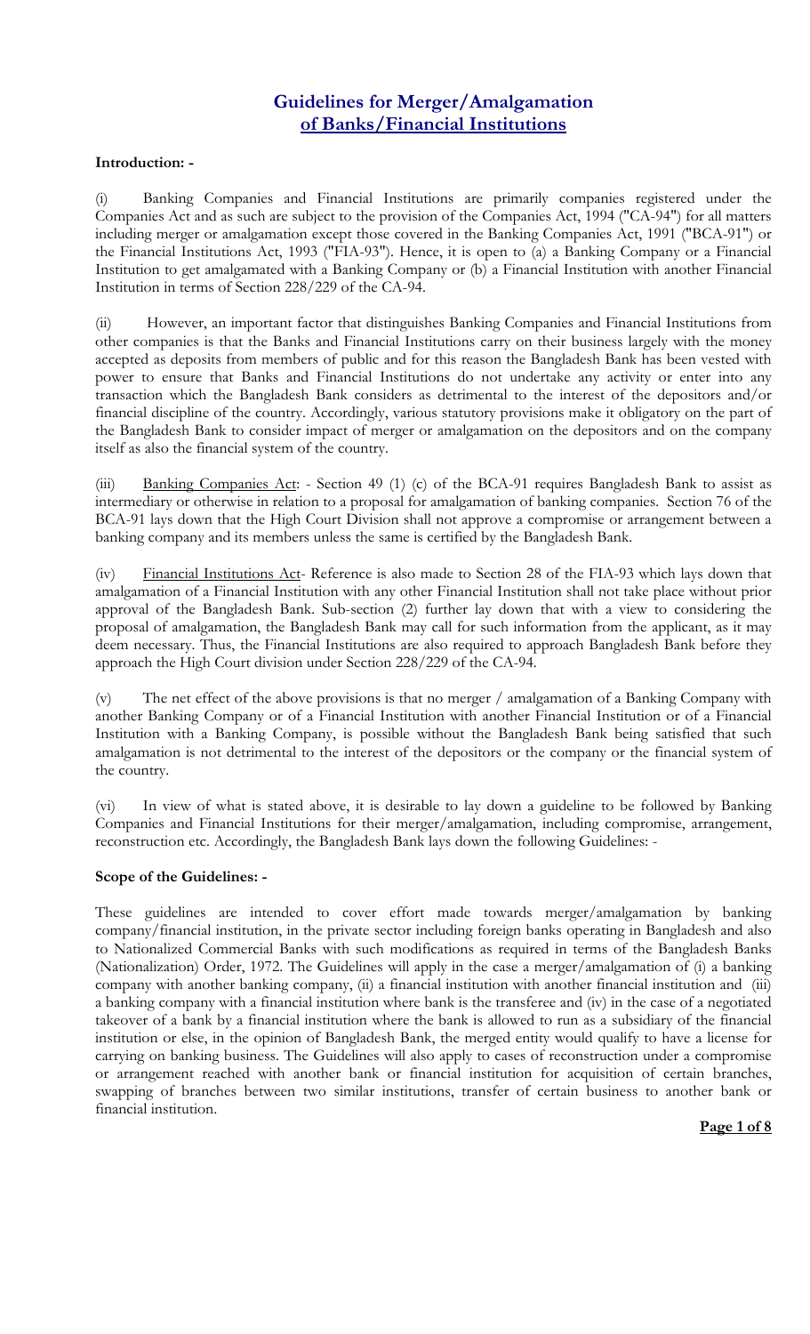# Guidelines for Merger/Amalgamation of Banks/Financial Institutions

**Introduction: -**

(i) Banking Companies and Financial Institutions are primarily companies registered under the Companies Act and as such are subject to the provision of the Companies Act, 1994 ("CA-94") for all matters including merger or amalgamation except those covered in the Banking Companies Act, 1991 ("BCA-91") or the Financial Institutions Act, 1993 ("FIA-93"). Hence, it is open to (a) a Banking Company or a Financial Institution to get amalgamated with a Banking Company or (b) a Financial Institution with another Financial Institution in terms of Section 228/229 of the CA-94.

(ii) However, an important factor that distinguishes Banking Companies and Financial Institutions from other companies is that the Banks and Financial Institutions carry on their business largely with the money accepted as deposits from members of public and for this reason the Bangladesh Bank has been vested with power to ensure that Banks and Financial Institutions do not undertake any activity or enter into any transaction which the Bangladesh Bank considers as detrimental to the interest of the depositors and/or financial discipline of the country. Accordingly, various statutory provisions make it obligatory on the part of the Bangladesh Bank to consider impact of merger or amalgamation on the depositors and on the company itself as also the financial system of the country.

(iii) Banking Companies Act: - Section 49 (1) (c) of the BCA-91 requires Bangladesh Bank to assist as intermediary or otherwise in relation to a proposal for amalgamation of banking companies. Section 76 of the BCA-91 lays down that the High Court Division shall not approve a compromise or arrangement between a banking company and its members unless the same is certified by the Bangladesh Bank.

(iv) Financial Institutions Act- Reference is also made to Section 28 of the FIA-93 which lays down that amalgamation of a Financial Institution with any other Financial Institution shall not take place without prior approval of the Bangladesh Bank. Sub-section (2) further lay down that with a view to considering the proposal of amalgamation, the Bangladesh Bank may call for such information from the applicant, as it may deem necessary. Thus, the Financial Institutions are also required to approach Bangladesh Bank before they approach the High Court division under Section 228/229 of the CA-94.

(v) The net effect of the above provisions is that no merger / amalgamation of a Banking Company with another Banking Company or of a Financial Institution with another Financial Institution or of a Financial Institution with a Banking Company, is possible without the Bangladesh Bank being satisfied that such amalgamation is not detrimental to the interest of the depositors or the company or the financial system of the country.

(vi) In view of what is stated above, it is desirable to lay down a guideline to be followed by Banking Companies and Financial Institutions for their merger/amalgamation, including compromise, arrangement, reconstruction etc. Accordingly, the Bangladesh Bank lays down the following Guidelines: -

**Scope of the Guidelines: -**

These guidelines are intended to cover effort made towards merger/amalgamation by banking company/financial institution, in the private sector including foreign banks operating in Bangladesh and also to Nationalized Commercial Banks with such modifications as required in terms of the Bangladesh Banks (Nationalization) Order, 1972. The Guidelines will apply in the case a merger/amalgamation of (i) a banking company with another banking company, (ii) a financial institution with another financial institution and (iii) a banking company with a financial institution where bank is the transferee and (iv) in the case of a negotiated takeover of a bank by a financial institution where the bank is allowed to run as a subsidiary of the financial institution or else, in the opinion of Bangladesh Bank, the merged entity would qualify to have a license for carrying on banking business. The Guidelines will also apply to cases of reconstruction under a compromise or arrangement reached with another bank or financial institution for acquisition of certain branches, swapping of branches between two similar institutions, transfer of certain business to another bank or financial institution.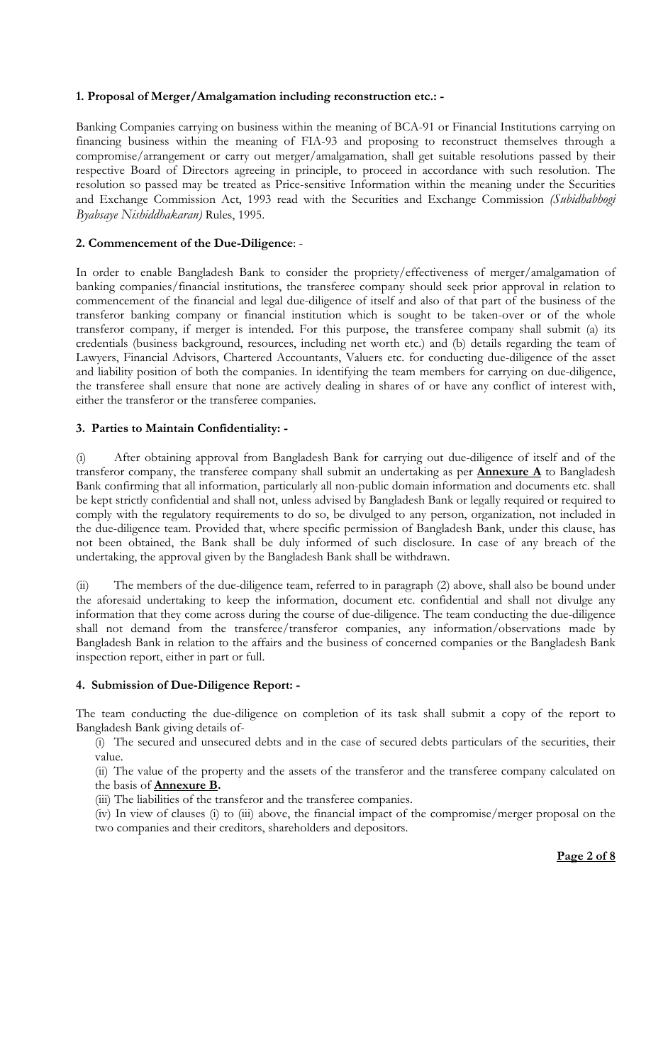**1. Proposal of Merger/Amalgamation including reconstruction etc.: -**

Banking Companies carrying on business within the meaning of BCA-91 or Financial Institutions carrying on financing business within the meaning of FIA-93 and proposing to reconstruct themselves through a compromise/arrangement or carry out merger/amalgamation, shall get suitable resolutions passed by their respective Board of Directors agreeing in principle, to proceed in accordance with such resolution. The resolution so passed may be treated as Price-sensitive Information within the meaning under the Securities and Exchange Commission Act, 1993 read with the Securities and Exchange Commission *(Subidhabhogi Byabsaye Nishiddhakaran)* Rules, 1995.

**2. Commencement of the Due-Diligence**: -

In order to enable Bangladesh Bank to consider the propriety/effectiveness of merger/amalgamation of banking companies/financial institutions, the transferee company should seek prior approval in relation to commencement of the financial and legal due-diligence of itself and also of that part of the business of the transferor banking company or financial institution which is sought to be taken-over or of the whole transferor company, if merger is intended. For this purpose, the transferee company shall submit (a) its credentials (business background, resources, including net worth etc.) and (b) details regarding the team of Lawyers, Financial Advisors, Chartered Accountants, Valuers etc. for conducting due-diligence of the asset and liability position of both the companies. In identifying the team members for carrying on due-diligence, the transferee shall ensure that none are actively dealing in shares of or have any conflict of interest with, either the transferor or the transferee companies.

**3. Parties to Maintain Confidentiality: -**

(i) After obtaining approval from Bangladesh Bank for carrying out due-diligence of itself and of the transferor company, the transferee company shall submit an undertaking as per **Annexure A** to Bangladesh Bank confirming that all information, particularly all non-public domain information and documents etc. shall be kept strictly confidential and shall not, unless advised by Bangladesh Bank or legally required or required to comply with the regulatory requirements to do so, be divulged to any person, organization, not included in the due-diligence team. Provided that, where specific permission of Bangladesh Bank, under this clause, has not been obtained, the Bank shall be duly informed of such disclosure. In case of any breach of the undertaking, the approval given by the Bangladesh Bank shall be withdrawn.

(ii) The members of the due-diligence team, referred to in paragraph (2) above, shall also be bound under the aforesaid undertaking to keep the information, document etc. confidential and shall not divulge any information that they come across during the course of due-diligence. The team conducting the due-diligence shall not demand from the transferee/transferor companies, any information/observations made by Bangladesh Bank in relation to the affairs and the business of concerned companies or the Bangladesh Bank inspection report, either in part or full.

**4. Submission of Due-Diligence Report: -**

The team conducting the due-diligence on completion of its task shall submit a copy of the report to Bangladesh Bank giving details of-

(i) The secured and unsecured debts and in the case of secured debts particulars of the securities, their value.

(ii) The value of the property and the assets of the transferor and the transferee company calculated on the basis of **Annexure B.**

(iii) The liabilities of the transferor and the transferee companies.

(iv) In view of clauses (i) to (iii) above, the financial impact of the compromise/merger proposal on the two companies and their creditors, shareholders and depositors.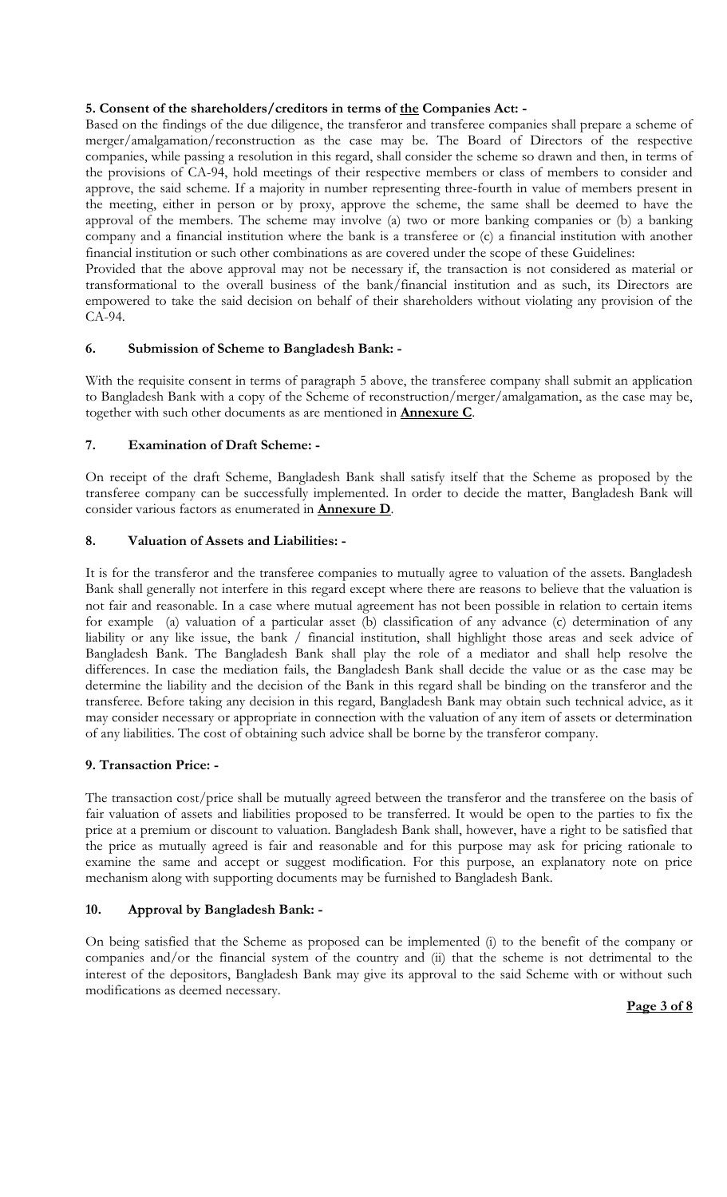**5. Consent of the shareholders/creditors in terms of <u>the</u> Companies Act: -**

Based on the findings of the due diligence, the transferor and transferee companies shall prepare a scheme of merger/amalgamation/reconstruction as the case may be. The Board of Directors of the respective companies, while passing a resolution in this regard, shall consider the scheme so drawn and then, in terms of the provisions of CA-94, hold meetings of their respective members or class of members to consider and approve, the said scheme. If a majority in number representing three-fourth in value of members present in the meeting, either in person or by proxy, approve the scheme, the same shall be deemed to have the approval of the members. The scheme may involve (a) two or more banking companies or (b) a banking company and a financial institution where the bank is a transferee or (c) a financial institution with another financial institution or such other combinations as are covered under the scope of these Guidelines:

Provided that the above approval may not be necessary if, the transaction is not considered as material or transformational to the overall business of the bank/financial institution and as such, its Directors are empowered to take the said decision on behalf of their shareholders without violating any provision of the CA-94.

**6. Submission of Scheme to Bangladesh Bank: -**

With the requisite consent in terms of paragraph 5 above, the transferee company shall submit an application to Bangladesh Bank with a copy of the Scheme of reconstruction/merger/amalgamation, as the case may be, together with such other documents as are mentioned in **<u>Annexure C</u>**.

**7. Examination of Draft Scheme: -**

On receipt of the draft Scheme, Bangladesh Bank shall satisfy itself that the Scheme as proposed by the transferee company can be successfully implemented. In order to decide the matter, Bangladesh Bank will consider various factors as enumerated in **<u>Annexure D</u>**.

**8. Valuation of Assets and Liabilities: -**

It is for the transferor and the transferee companies to mutually agree to valuation of the assets. Bangladesh Bank shall generally not interfere in this regard except where there are reasons to believe that the valuation is not fair and reasonable. In a case where mutual agreement has not been possible in relation to certain items for example (a) valuation of a particular asset (b) classification of any advance (c) determination of any liability or any like issue, the bank / financial institution, shall highlight those areas and seek advice of Bangladesh Bank. The Bangladesh Bank shall play the role of a mediator and shall help resolve the differences. In case the mediation fails, the Bangladesh Bank shall decide the value or as the case may be determine the liability and the decision of the Bank in this regard shall be binding on the transferor and the transferee. Before taking any decision in this regard, Bangladesh Bank may obtain such technical advice, as it may consider necessary or appropriate in connection with the valuation of any item of assets or determination of any liabilities. The cost of obtaining such advice shall be borne by the transferor company.

**9. Transaction Price: -**

The transaction cost/price shall be mutually agreed between the transferor and the transferee on the basis of fair valuation of assets and liabilities proposed to be transferred. It would be open to the parties to fix the price at a premium or discount to valuation. Bangladesh Bank shall, however, have a right to be satisfied that the price as mutually agreed is fair and reasonable and for this purpose may ask for pricing rationale to examine the same and accept or suggest modification. For this purpose, an explanatory note on price mechanism along with supporting documents may be furnished to Bangladesh Bank.

**10. Approval by Bangladesh Bank: -**

On being satisfied that the Scheme as proposed can be implemented (i) to the benefit of the company or companies and/or the financial system of the country and (ii) that the scheme is not detrimental to the interest of the depositors, Bangladesh Bank may give its approval to the said Scheme with or without such modifications as deemed necessary.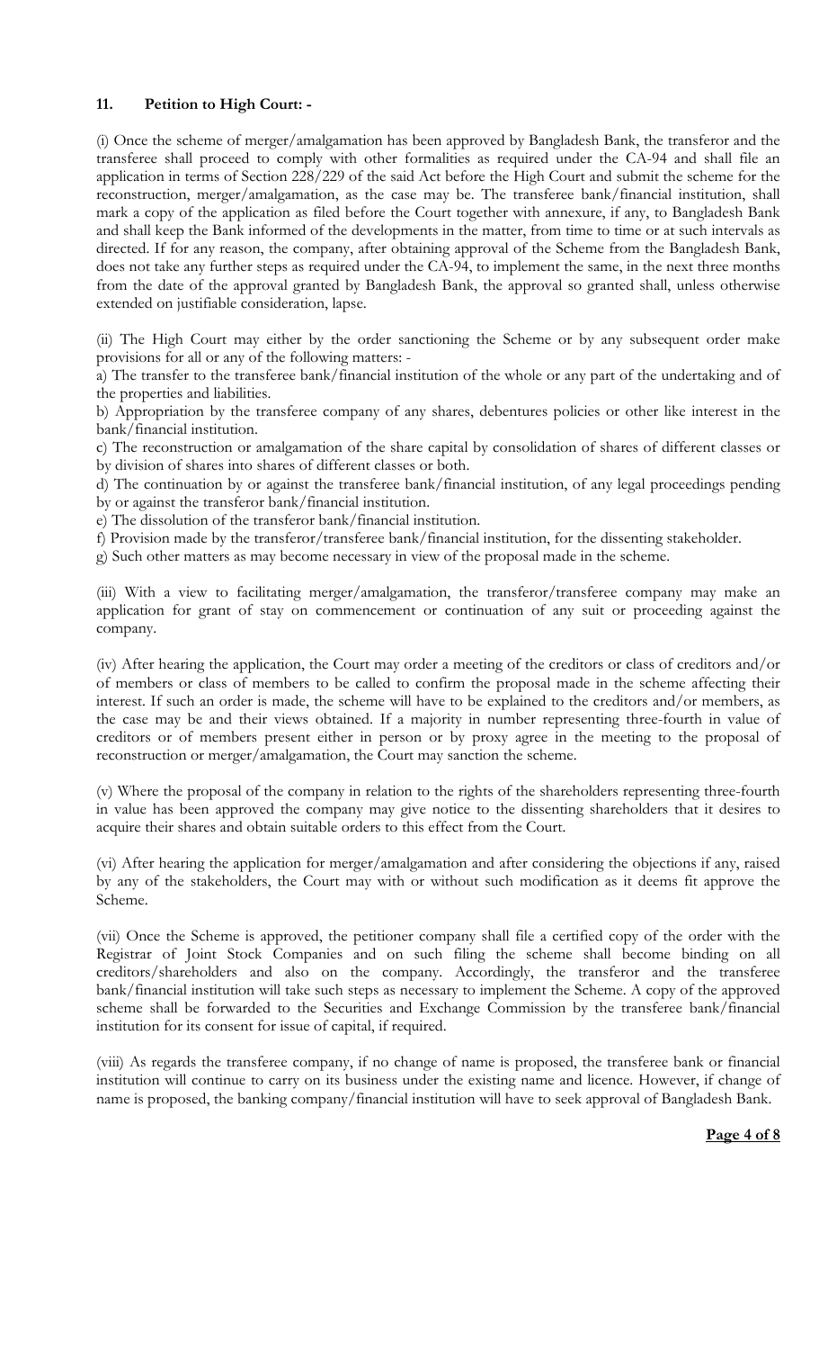**11. Petition to High Court: -**

(i) Once the scheme of merger/amalgamation has been approved by Bangladesh Bank, the transferor and the transferee shall proceed to comply with other formalities as required under the CA-94 and shall file an application in terms of Section 228/229 of the said Act before the High Court and submit the scheme for the reconstruction, merger/amalgamation, as the case may be. The transferee bank/financial institution, shall mark a copy of the application as filed before the Court together with annexure, if any, to Bangladesh Bank and shall keep the Bank informed of the developments in the matter, from time to time or at such intervals as directed. If for any reason, the company, after obtaining approval of the Scheme from the Bangladesh Bank, does not take any further steps as required under the CA-94, to implement the same, in the next three months from the date of the approval granted by Bangladesh Bank, the approval so granted shall, unless otherwise extended on justifiable consideration, lapse.

(ii) The High Court may either by the order sanctioning the Scheme or by any subsequent order make provisions for all or any of the following matters: -

a) The transfer to the transferee bank/financial institution of the whole or any part of the undertaking and of the properties and liabilities.

b) Appropriation by the transferee company of any shares, debentures policies or other like interest in the bank/financial institution.

c) The reconstruction or amalgamation of the share capital by consolidation of shares of different classes or by division of shares into shares of different classes or both.

d) The continuation by or against the transferee bank/financial institution, of any legal proceedings pending by or against the transferor bank/financial institution.

e) The dissolution of the transferor bank/financial institution.

f) Provision made by the transferor/transferee bank/financial institution, for the dissenting stakeholder.

g) Such other matters as may become necessary in view of the proposal made in the scheme.

(iii) With a view to facilitating merger/amalgamation, the transferor/transferee company may make an application for grant of stay on commencement or continuation of any suit or proceeding against the company.

(iv) After hearing the application, the Court may order a meeting of the creditors or class of creditors and/or of members or class of members to be called to confirm the proposal made in the scheme affecting their interest. If such an order is made, the scheme will have to be explained to the creditors and/or members, as the case may be and their views obtained. If a majority in number representing three-fourth in value of creditors or of members present either in person or by proxy agree in the meeting to the proposal of reconstruction or merger/amalgamation, the Court may sanction the scheme.

(v) Where the proposal of the company in relation to the rights of the shareholders representing three-fourth in value has been approved the company may give notice to the dissenting shareholders that it desires to acquire their shares and obtain suitable orders to this effect from the Court.

(vi) After hearing the application for merger/amalgamation and after considering the objections if any, raised by any of the stakeholders, the Court may with or without such modification as it deems fit approve the Scheme.

(vii) Once the Scheme is approved, the petitioner company shall file a certified copy of the order with the Registrar of Joint Stock Companies and on such filing the scheme shall become binding on all creditors/shareholders and also on the company. Accordingly, the transferor and the transferee bank/financial institution will take such steps as necessary to implement the Scheme. A copy of the approved scheme shall be forwarded to the Securities and Exchange Commission by the transferee bank/financial institution for its consent for issue of capital, if required.

(viii) As regards the transferee company, if no change of name is proposed, the transferee bank or financial institution will continue to carry on its business under the existing name and licence. However, if change of name is proposed, the banking company/financial institution will have to seek approval of Bangladesh Bank.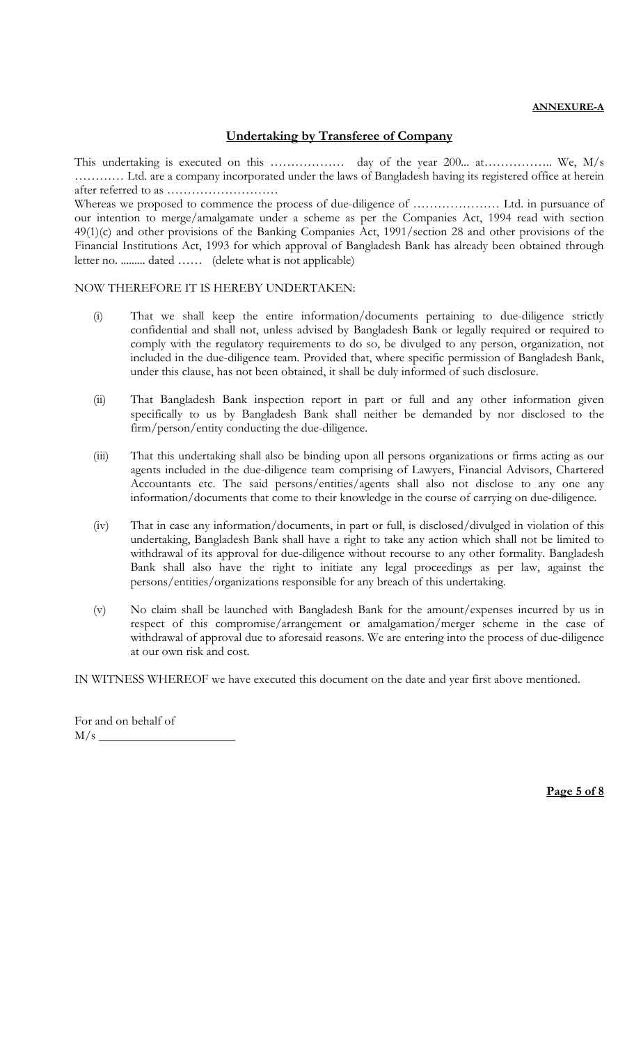**ANNEXURE-A**

## Undertaking by Transferee of Company

This undertaking is executed on this ……………… day of the year 200... at…………….. We, M/s ………… Ltd. are a company incorporated under the laws of Bangladesh having its registered office at herein after referred to as ………………………

Whereas we proposed to commence the process of due-diligence of ………………… Ltd. in pursuance of our intention to merge/amalgamate under a scheme as per the Companies Act, 1994 read with section 49(1)(c) and other provisions of the Banking Companies Act, 1991/section 28 and other provisions of the Financial Institutions Act, 1993 for which approval of Bangladesh Bank has already been obtained through letter no. ......... dated …… (delete what is not applicable)

NOW THEREFORE IT IS HEREBY UNDERTAKEN:

(i) That we shall keep the entire information/documents pertaining to due-diligence strictly confidential and shall not, unless advised by Bangladesh Bank or legally required or required to comply with the regulatory requirements to do so, be divulged to any person, organization, not included in the due-diligence team. Provided that, where specific permission of Bangladesh Bank, under this clause, has not been obtained, it shall be duly informed of such disclosure.

(ii) That Bangladesh Bank inspection report in part or full and any other information given specifically to us by Bangladesh Bank shall neither be demanded by nor disclosed to the firm/person/entity conducting the due-diligence.

(iii) That this undertaking shall also be binding upon all persons organizations or firms acting as our agents included in the due-diligence team comprising of Lawyers, Financial Advisors, Chartered Accountants etc. The said persons/entities/agents shall also not disclose to any one any information/documents that come to their knowledge in the course of carrying on due-diligence.

(iv) That in case any information/documents, in part or full, is disclosed/divulged in violation of this undertaking, Bangladesh Bank shall have a right to take any action which shall not be limited to withdrawal of its approval for due-diligence without recourse to any other formality. Bangladesh Bank shall also have the right to initiate any legal proceedings as per law, against the persons/entities/organizations responsible for any breach of this undertaking.

(v) No claim shall be launched with Bangladesh Bank for the amount/expenses incurred by us in respect of this compromise/arrangement or amalgamation/merger scheme in the case of withdrawal of approval due to aforesaid reasons. We are entering into the process of due-diligence at our own risk and cost.

IN WITNESS WHEREOF we have executed this document on the date and year first above mentioned.

For and on behalf of
M/s ______________________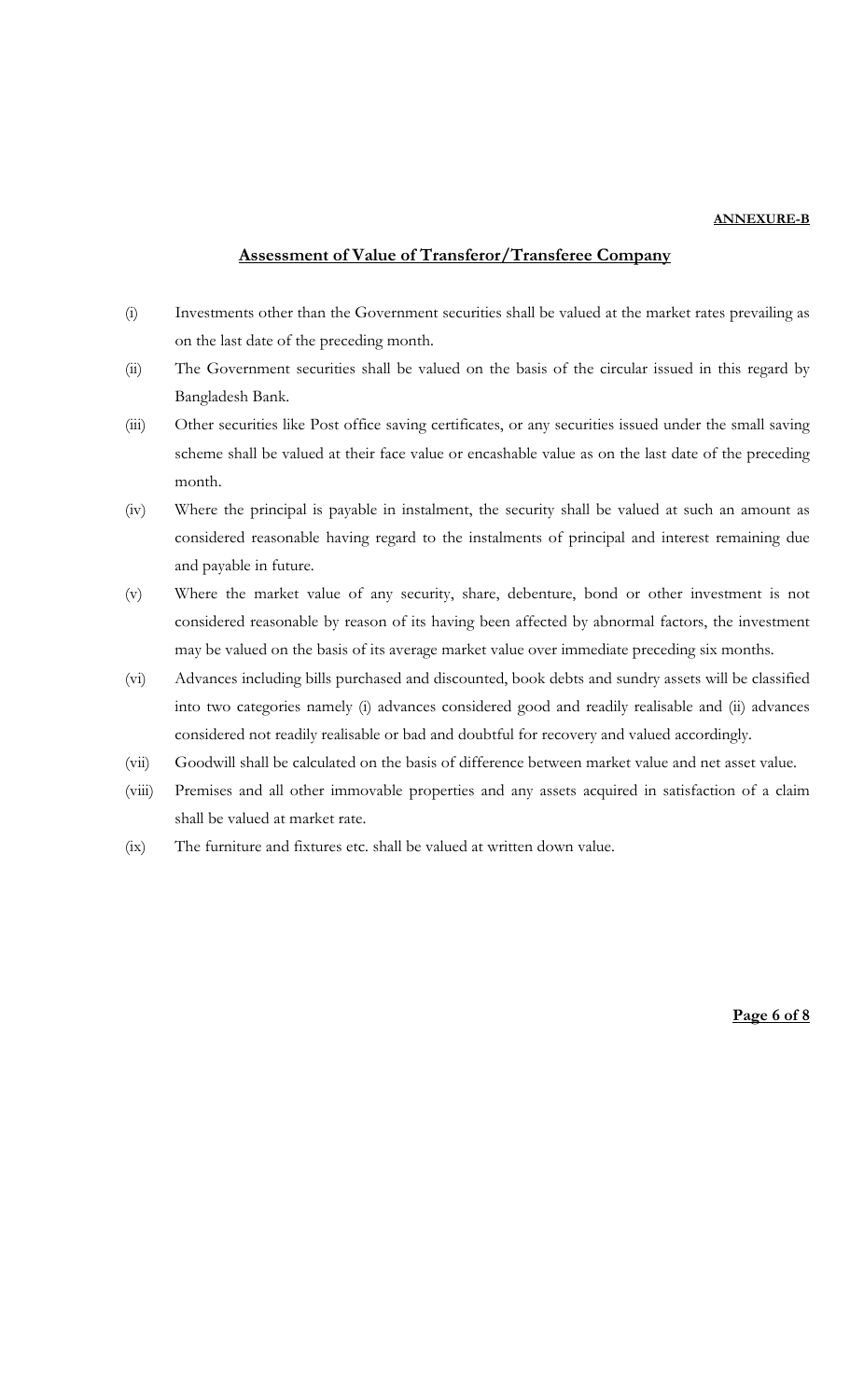**ANNEXURE-B**

## Assessment of Value of Transferor/Transferee Company

(i) Investments other than the Government securities shall be valued at the market rates prevailing as on the last date of the preceding month.

(ii) The Government securities shall be valued on the basis of the circular issued in this regard by Bangladesh Bank.

(iii) Other securities like Post office saving certificates, or any securities issued under the small saving scheme shall be valued at their face value or encashable value as on the last date of the preceding month.

(iv) Where the principal is payable in instalment, the security shall be valued at such an amount as considered reasonable having regard to the instalments of principal and interest remaining due and payable in future.

(v) Where the market value of any security, share, debenture, bond or other investment is not considered reasonable by reason of its having been affected by abnormal factors, the investment may be valued on the basis of its average market value over immediate preceding six months.

(vi) Advances including bills purchased and discounted, book debts and sundry assets will be classified into two categories namely (i) advances considered good and readily realisable and (ii) advances considered not readily realisable or bad and doubtful for recovery and valued accordingly.

(vii) Goodwill shall be calculated on the basis of difference between market value and net asset value.

(viii) Premises and all other immovable properties and any assets acquired in satisfaction of a claim shall be valued at market rate.

(ix) The furniture and fixtures etc. shall be valued at written down value.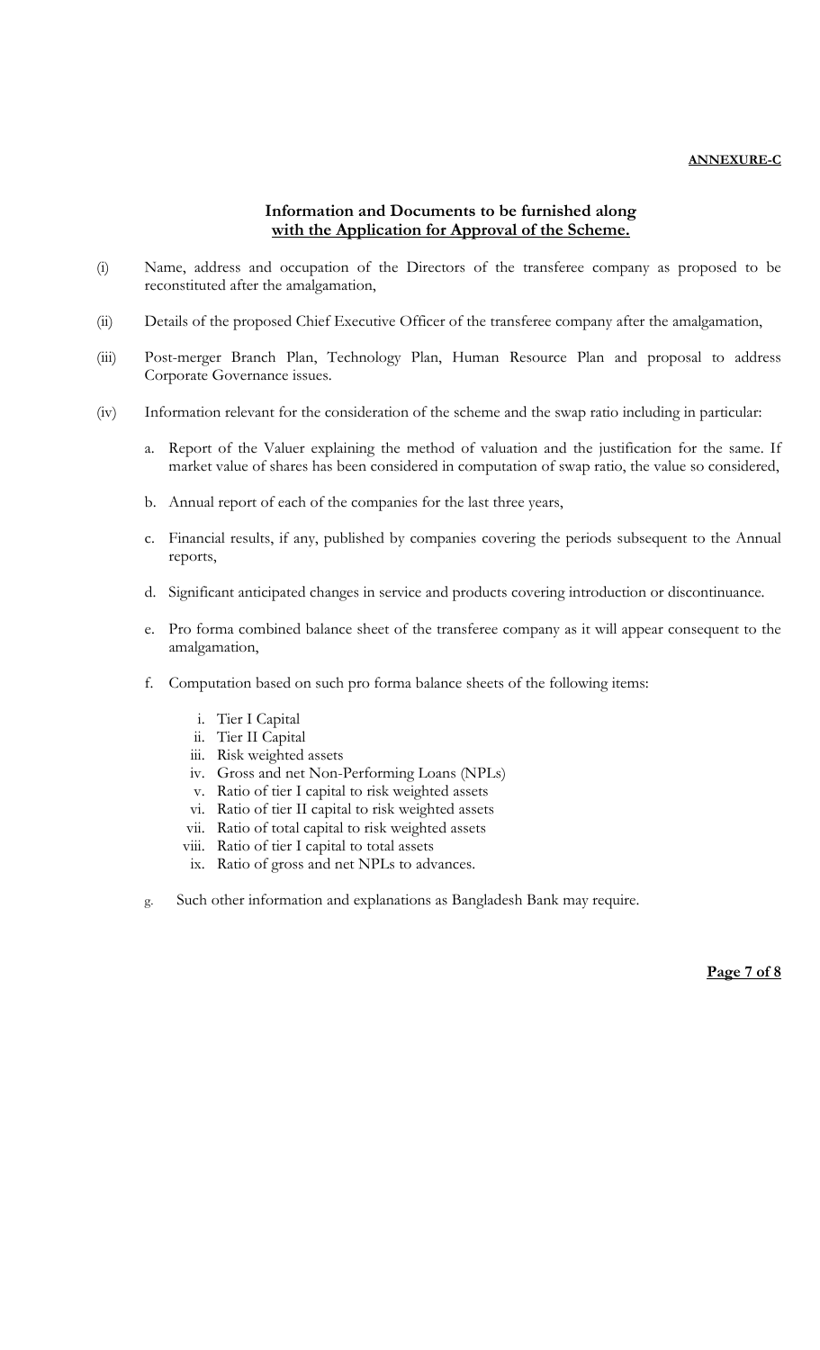**ANNEXURE-C**

## Information and Documents to be furnished along with the Application for Approval of the Scheme.

(i) Name, address and occupation of the Directors of the transferee company as proposed to be reconstituted after the amalgamation,

(ii) Details of the proposed Chief Executive Officer of the transferee company after the amalgamation,

(iii) Post-merger Branch Plan, Technology Plan, Human Resource Plan and proposal to address Corporate Governance issues.

(iv) Information relevant for the consideration of the scheme and the swap ratio including in particular:

   a. Report of the Valuer explaining the method of valuation and the justification for the same. If market value of shares has been considered in computation of swap ratio, the value so considered,

   b. Annual report of each of the companies for the last three years,

   c. Financial results, if any, published by companies covering the periods subsequent to the Annual reports,

   d. Significant anticipated changes in service and products covering introduction or discontinuance.

   e. Pro forma combined balance sheet of the transferee company as it will appear consequent to the amalgamation,

   f. Computation based on such pro forma balance sheets of the following items:

      i. Tier I Capital
      ii. Tier II Capital
      iii. Risk weighted assets
      iv. Gross and net Non-Performing Loans (NPLs)
      v. Ratio of tier I capital to risk weighted assets
      vi. Ratio of tier II capital to risk weighted assets
      vii. Ratio of total capital to risk weighted assets
      viii. Ratio of tier I capital to total assets
      ix. Ratio of gross and net NPLs to advances.

   g. Such other information and explanations as Bangladesh Bank may require.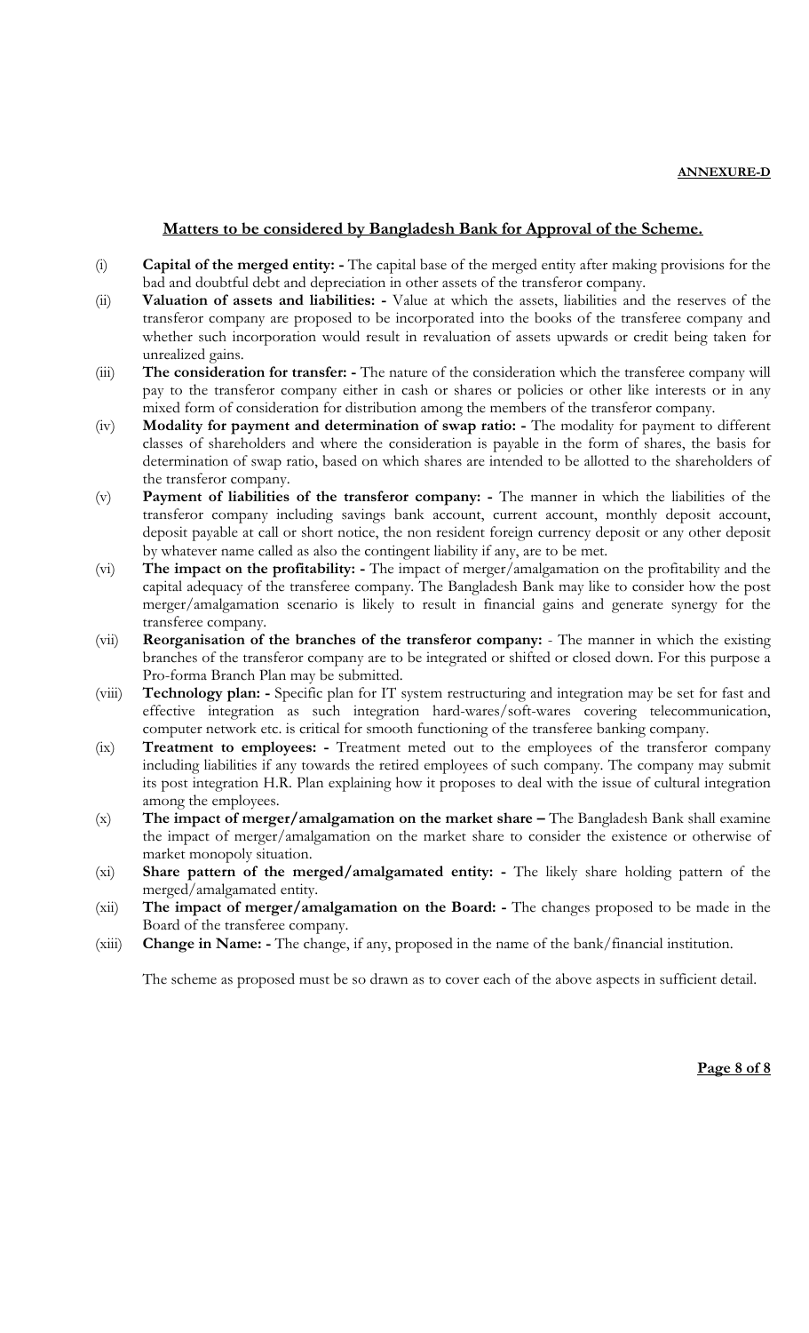**ANNEXURE-D**

## Matters to be considered by Bangladesh Bank for Approval of the Scheme.

(i) **Capital of the merged entity: -** The capital base of the merged entity after making provisions for the bad and doubtful debt and depreciation in other assets of the transferor company.

(ii) **Valuation of assets and liabilities: -** Value at which the assets, liabilities and the reserves of the transferor company are proposed to be incorporated into the books of the transferee company and whether such incorporation would result in revaluation of assets upwards or credit being taken for unrealized gains.

(iii) **The consideration for transfer: -** The nature of the consideration which the transferee company will pay to the transferor company either in cash or shares or policies or other like interests or in any mixed form of consideration for distribution among the members of the transferor company.

(iv) **Modality for payment and determination of swap ratio: -** The modality for payment to different classes of shareholders and where the consideration is payable in the form of shares, the basis for determination of swap ratio, based on which shares are intended to be allotted to the shareholders of the transferor company.

(v) **Payment of liabilities of the transferor company: -** The manner in which the liabilities of the transferor company including savings bank account, current account, monthly deposit account, deposit payable at call or short notice, the non resident foreign currency deposit or any other deposit by whatever name called as also the contingent liability if any, are to be met.

(vi) **The impact on the profitability: -** The impact of merger/amalgamation on the profitability and the capital adequacy of the transferee company. The Bangladesh Bank may like to consider how the post merger/amalgamation scenario is likely to result in financial gains and generate synergy for the transferee company.

(vii) **Reorganisation of the branches of the transferor company:** - The manner in which the existing branches of the transferor company are to be integrated or shifted or closed down. For this purpose a Pro-forma Branch Plan may be submitted.

(viii) **Technology plan: -** Specific plan for IT system restructuring and integration may be set for fast and effective integration as such integration hard-wares/soft-wares covering telecommunication, computer network etc. is critical for smooth functioning of the transferee banking company.

(ix) **Treatment to employees: -** Treatment meted out to the employees of the transferor company including liabilities if any towards the retired employees of such company. The company may submit its post integration H.R. Plan explaining how it proposes to deal with the issue of cultural integration among the employees.

(x) **The impact of merger/amalgamation on the market share –** The Bangladesh Bank shall examine the impact of merger/amalgamation on the market share to consider the existence or otherwise of market monopoly situation.

(xi) **Share pattern of the merged/amalgamated entity: -** The likely share holding pattern of the merged/amalgamated entity.

(xii) **The impact of merger/amalgamation on the Board: -** The changes proposed to be made in the Board of the transferee company.

(xiii) **Change in Name: -** The change, if any, proposed in the name of the bank/financial institution.

The scheme as proposed must be so drawn as to cover each of the above aspects in sufficient detail.